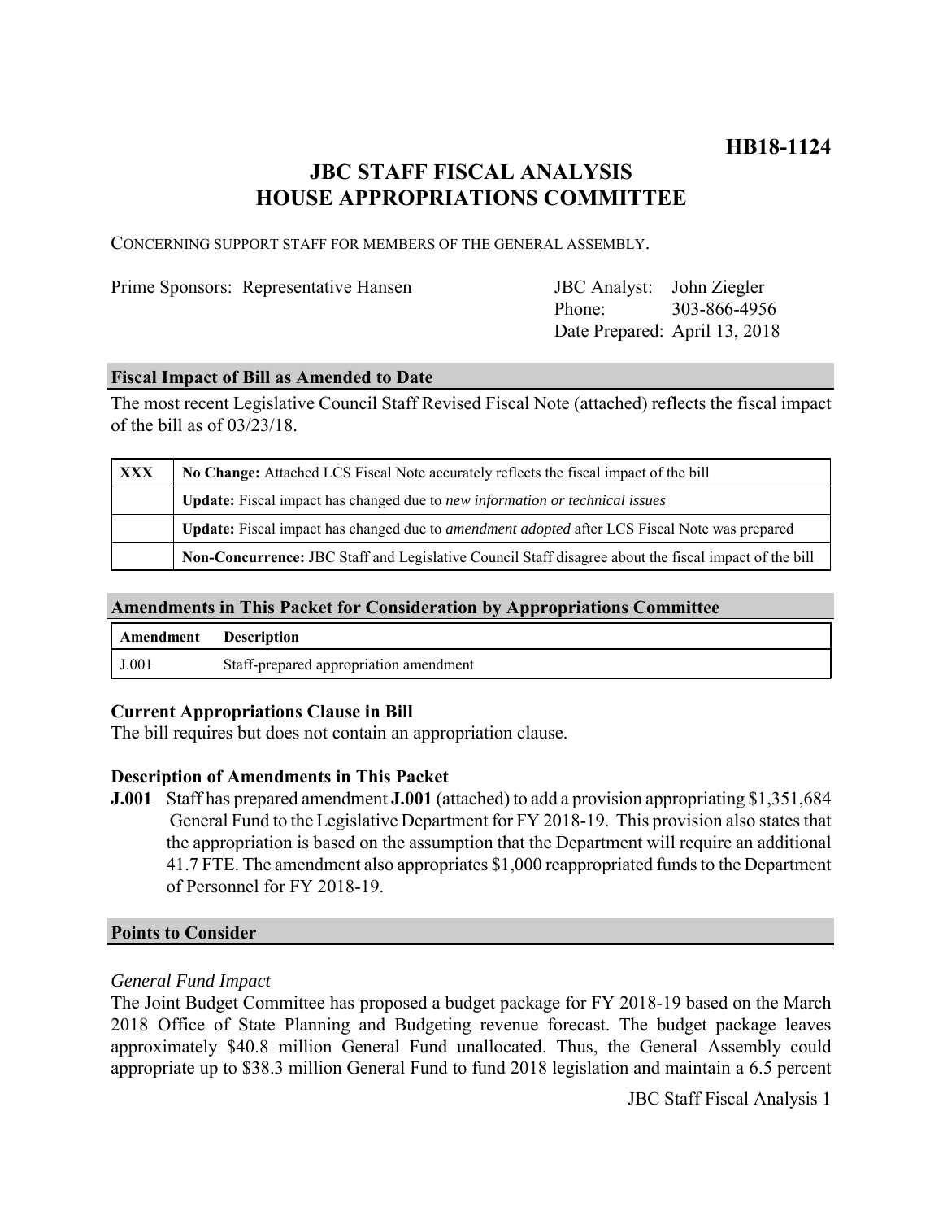**HB18-1124**

# JBC STAFF FISCAL ANALYSIS
# HOUSE APPROPRIATIONS COMMITTEE

CONCERNING SUPPORT STAFF FOR MEMBERS OF THE GENERAL ASSEMBLY.

Prime Sponsors: Representative Hansen

JBC Analyst: John Ziegler
Phone: 303-866-4956
Date Prepared: April 13, 2018

## Fiscal Impact of Bill as Amended to Date

The most recent Legislative Council Staff Revised Fiscal Note (attached) reflects the fiscal impact of the bill as of 03/23/18.

| | |
|---|---|
| XXX | **No Change:** Attached LCS Fiscal Note accurately reflects the fiscal impact of the bill |
| | **Update:** Fiscal impact has changed due to *new information or technical issues* |
| | **Update:** Fiscal impact has changed due to *amendment adopted* after LCS Fiscal Note was prepared |
| | **Non-Concurrence:** JBC Staff and Legislative Council Staff disagree about the fiscal impact of the bill |

## Amendments in This Packet for Consideration by Appropriations Committee

| Amendment | Description |
|---|---|
| J.001 | Staff-prepared appropriation amendment |

### Current Appropriations Clause in Bill

The bill requires but does not contain an appropriation clause.

### Description of Amendments in This Packet

**J.001** Staff has prepared amendment **J.001** (attached) to add a provision appropriating $1,351,684 General Fund to the Legislative Department for FY 2018-19. This provision also states that the appropriation is based on the assumption that the Department will require an additional 41.7 FTE. The amendment also appropriates $1,000 reappropriated funds to the Department of Personnel for FY 2018-19.

## Points to Consider

*General Fund Impact*

The Joint Budget Committee has proposed a budget package for FY 2018-19 based on the March 2018 Office of State Planning and Budgeting revenue forecast. The budget package leaves approximately $40.8 million General Fund unallocated. Thus, the General Assembly could appropriate up to $38.3 million General Fund to fund 2018 legislation and maintain a 6.5 percent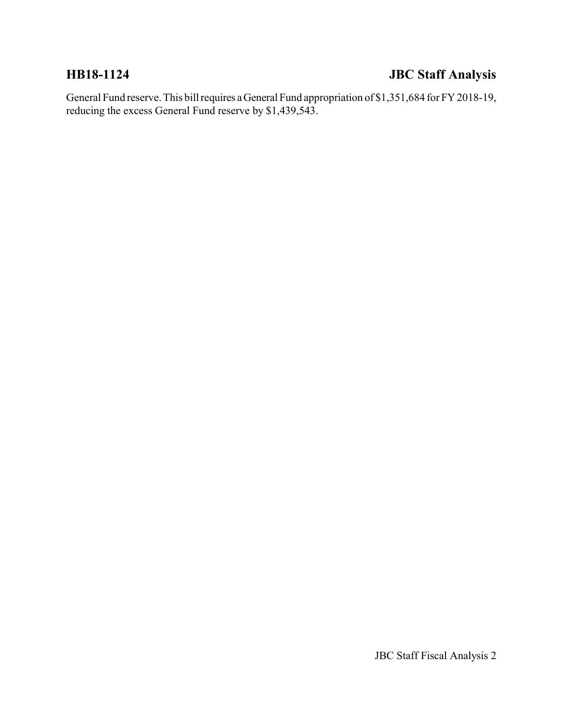General Fund reserve. This bill requires a General Fund appropriation of $1,351,684 for FY 2018-19, reducing the excess General Fund reserve by $1,439,543.